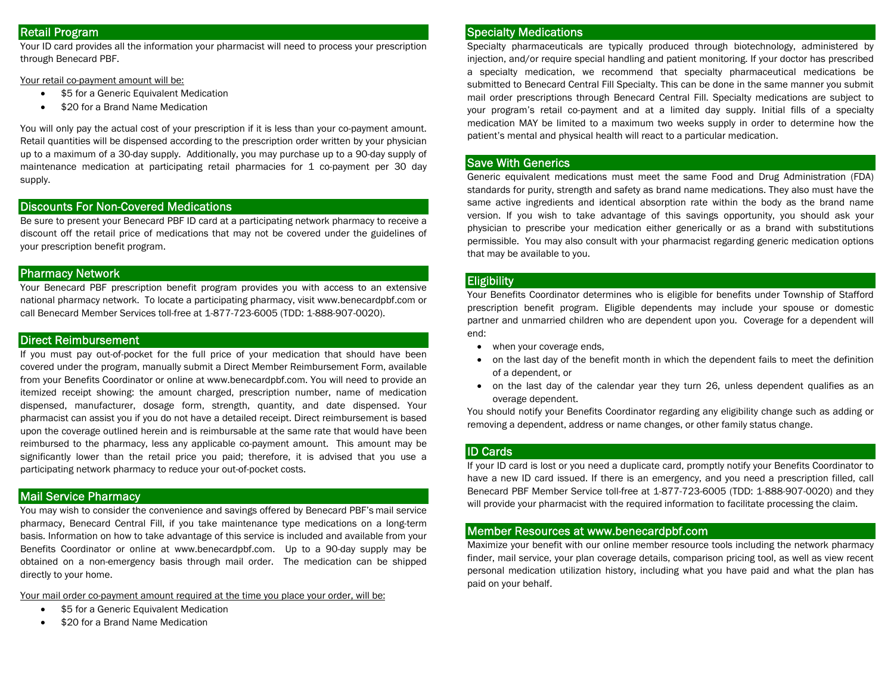## Retail Program

Your ID card provides all the information your pharmacist will need to process your prescription through Benecard PBF.

Your retail co-payment amount will be:

- $5 for a Generic Equivalent Medication
- $20 for a Brand Name Medication

You will only pay the actual cost of your prescription if it is less than your co-payment amount. Retail quantities will be dispensed according to the prescription order written by your physician up to a maximum of a 30-day supply. Additionally, you may purchase up to a 90-day supply of maintenance medication at participating retail pharmacies for 1 co-payment per 30 day supply.

## Discounts For Non-Covered Medications

Be sure to present your Benecard PBF ID card at a participating network pharmacy to receive a discount off the retail price of medications that may not be covered under the guidelines of your prescription benefit program.

## Pharmacy Network

Your Benecard PBF prescription benefit program provides you with access to an extensive national pharmacy network. To locate a participating pharmacy, visit www.benecardpbf.com or call Benecard Member Services toll-free at 1-877-723-6005 (TDD: 1-888-907-0020).

## Direct Reimbursement

If you must pay out-of-pocket for the full price of your medication that should have been covered under the program, manually submit a Direct Member Reimbursement Form, available from your Benefits Coordinator or online at www.benecardpbf.com. You will need to provide an itemized receipt showing: the amount charged, prescription number, name of medication dispensed, manufacturer, dosage form, strength, quantity, and date dispensed. Your pharmacist can assist you if you do not have a detailed receipt. Direct reimbursement is based upon the coverage outlined herein and is reimbursable at the same rate that would have been reimbursed to the pharmacy, less any applicable co-payment amount. This amount may be significantly lower than the retail price you paid; therefore, it is advised that you use a participating network pharmacy to reduce your out-of-pocket costs.

## Mail Service Pharmacy

You may wish to consider the convenience and savings offered by Benecard PBF's mail service pharmacy, Benecard Central Fill, if you take maintenance type medications on a long-term basis. Information on how to take advantage of this service is included and available from your Benefits Coordinator or online at www.benecardpbf.com. Up to a 90-day supply may be obtained on a non-emergency basis through mail order. The medication can be shipped directly to your home.

Your mail order co-payment amount required at the time you place your order, will be:

- $5 for a Generic Equivalent Medication
- $20 for a Brand Name Medication

## Specialty Medications

Specialty pharmaceuticals are typically produced through biotechnology, administered by injection, and/or require special handling and patient monitoring. If your doctor has prescribed a specialty medication, we recommend that specialty pharmaceutical medications be submitted to Benecard Central Fill Specialty. This can be done in the same manner you submit mail order prescriptions through Benecard Central Fill. Specialty medications are subject to your program's retail co-payment and at a limited day supply. Initial fills of a specialty medication MAY be limited to a maximum two weeks supply in order to determine how the patient's mental and physical health will react to a particular medication.

## Save With Generics

Generic equivalent medications must meet the same Food and Drug Administration (FDA) standards for purity, strength and safety as brand name medications. They also must have the same active ingredients and identical absorption rate within the body as the brand name version. If you wish to take advantage of this savings opportunity, you should ask your physician to prescribe your medication either generically or as a brand with substitutions permissible. You may also consult with your pharmacist regarding generic medication options that may be available to you.

## Eligibility

Your Benefits Coordinator determines who is eligible for benefits under Township of Stafford prescription benefit program. Eligible dependents may include your spouse or domestic partner and unmarried children who are dependent upon you. Coverage for a dependent will end:

- when your coverage ends,
- on the last day of the benefit month in which the dependent fails to meet the definition of a dependent, or
- on the last day of the calendar year they turn 26, unless dependent qualifies as an overage dependent.

You should notify your Benefits Coordinator regarding any eligibility change such as adding or removing a dependent, address or name changes, or other family status change.

## ID Cards

If your ID card is lost or you need a duplicate card, promptly notify your Benefits Coordinator to have a new ID card issued. If there is an emergency, and you need a prescription filled, call Benecard PBF Member Service toll-free at 1-877-723-6005 (TDD: 1-888-907-0020) and they will provide your pharmacist with the required information to facilitate processing the claim.

## Member Resources at www.benecardpbf.com

Maximize your benefit with our online member resource tools including the network pharmacy finder, mail service, your plan coverage details, comparison pricing tool, as well as view recent personal medication utilization history, including what you have paid and what the plan has paid on your behalf.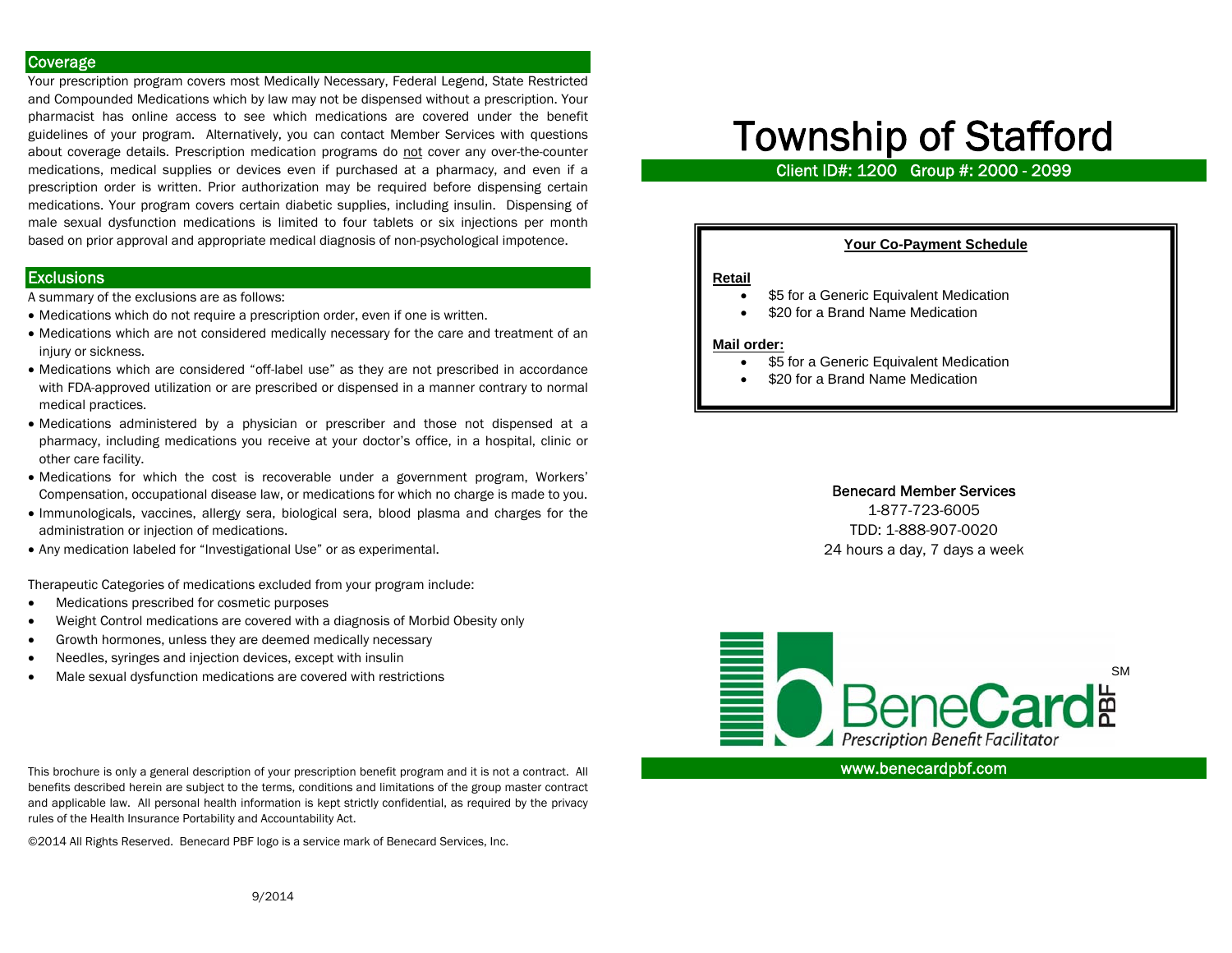## Coverage

Your prescription program covers most Medically Necessary, Federal Legend, State Restricted and Compounded Medications which by law may not be dispensed without a prescription. Your pharmacist has online access to see which medications are covered under the benefit guidelines of your program. Alternatively, you can contact Member Services with questions about coverage details. Prescription medication programs do not cover any over-the-counter medications, medical supplies or devices even if purchased at a pharmacy, and even if a prescription order is written. Prior authorization may be required before dispensing certain medications. Your program covers certain diabetic supplies, including insulin. Dispensing of male sexual dysfunction medications is limited to four tablets or six injections per month based on prior approval and appropriate medical diagnosis of non-psychological impotence.

## Exclusions

A summary of the exclusions are as follows:

- Medications which do not require a prescription order, even if one is written.
- Medications which are not considered medically necessary for the care and treatment of an injury or sickness.
- Medications which are considered "off-label use" as they are not prescribed in accordance with FDA-approved utilization or are prescribed or dispensed in a manner contrary to normal medical practices.
- Medications administered by a physician or prescriber and those not dispensed at a pharmacy, including medications you receive at your doctor's office, in a hospital, clinic or other care facility.
- Medications for which the cost is recoverable under a government program, Workers' Compensation, occupational disease law, or medications for which no charge is made to you.
- Immunologicals, vaccines, allergy sera, biological sera, blood plasma and charges for the administration or injection of medications.
- Any medication labeled for "Investigational Use" or as experimental.

Therapeutic Categories of medications excluded from your program include:

- Medications prescribed for cosmetic purposes
- Weight Control medications are covered with a diagnosis of Morbid Obesity only
- Growth hormones, unless they are deemed medically necessary
- Needles, syringes and injection devices, except with insulin
- Male sexual dysfunction medications are covered with restrictions

This brochure is only a general description of your prescription benefit program and it is not a contract. All benefits described herein are subject to the terms, conditions and limitations of the group master contract and applicable law. All personal health information is kept strictly confidential, as required by the privacy rules of the Health Insurance Portability and Accountability Act.

©2014 All Rights Reserved. Benecard PBF logo is a service mark of Benecard Services, Inc.

9/2014

# Township of Stafford

Client ID#: 1200 Group #: 2000 - 2099

**Your Co-Payment Schedule**

**Retail**

- $5 for a Generic Equivalent Medication
- $20 for a Brand Name Medication

**Mail order:**

- $5 for a Generic Equivalent Medication
- $20 for a Brand Name Medication

Benecard Member Services
1-877-723-6005
TDD: 1-888-907-0020
24 hours a day, 7 days a week

BeneCard PBF SM
Prescription Benefit Facilitator

www.benecardpbf.com